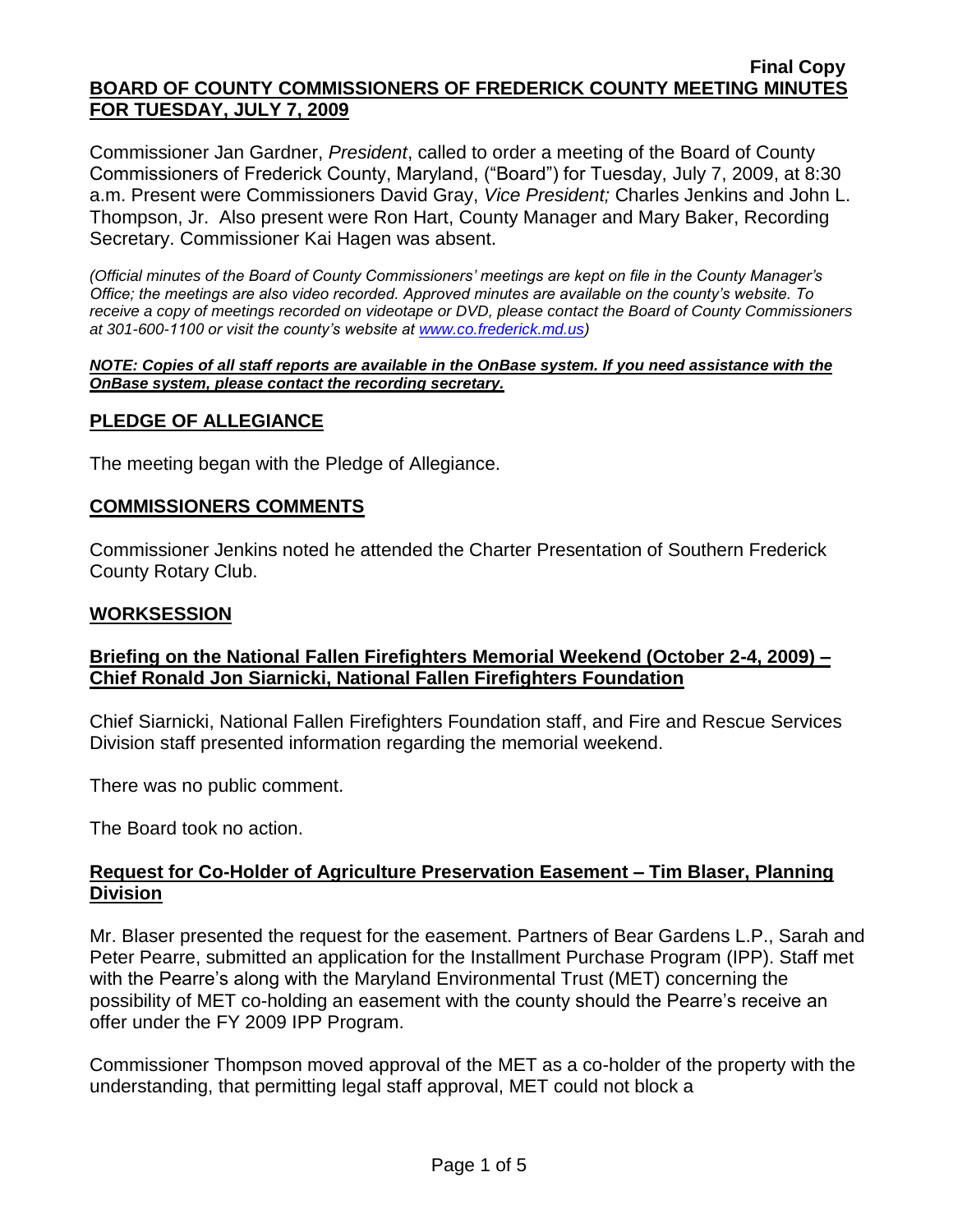**Final Copy**

# BOARD OF COUNTY COMMISSIONERS OF FREDERICK COUNTY MEETING MINUTES FOR TUESDAY, JULY 7, 2009

Commissioner Jan Gardner, *President*, called to order a meeting of the Board of County Commissioners of Frederick County, Maryland, ("Board") for Tuesday, July 7, 2009, at 8:30 a.m. Present were Commissioners David Gray, *Vice President;* Charles Jenkins and John L. Thompson, Jr. Also present were Ron Hart, County Manager and Mary Baker, Recording Secretary. Commissioner Kai Hagen was absent.

*(Official minutes of the Board of County Commissioners' meetings are kept on file in the County Manager's Office; the meetings are also video recorded. Approved minutes are available on the county's website. To receive a copy of meetings recorded on videotape or DVD, please contact the Board of County Commissioners at 301-600-1100 or visit the county's website at www.co.frederick.md.us)*

***NOTE: Copies of all staff reports are available in the OnBase system. If you need assistance with the OnBase system, please contact the recording secretary.***

## PLEDGE OF ALLEGIANCE

The meeting began with the Pledge of Allegiance.

## COMMISSIONERS COMMENTS

Commissioner Jenkins noted he attended the Charter Presentation of Southern Frederick County Rotary Club.

## WORKSESSION

### Briefing on the National Fallen Firefighters Memorial Weekend (October 2-4, 2009) – Chief Ronald Jon Siarnicki, National Fallen Firefighters Foundation

Chief Siarnicki, National Fallen Firefighters Foundation staff, and Fire and Rescue Services Division staff presented information regarding the memorial weekend.

There was no public comment.

The Board took no action.

### Request for Co-Holder of Agriculture Preservation Easement – Tim Blaser, Planning Division

Mr. Blaser presented the request for the easement. Partners of Bear Gardens L.P., Sarah and Peter Pearre, submitted an application for the Installment Purchase Program (IPP). Staff met with the Pearre's along with the Maryland Environmental Trust (MET) concerning the possibility of MET co-holding an easement with the county should the Pearre's receive an offer under the FY 2009 IPP Program.

Commissioner Thompson moved approval of the MET as a co-holder of the property with the understanding, that permitting legal staff approval, MET could not block a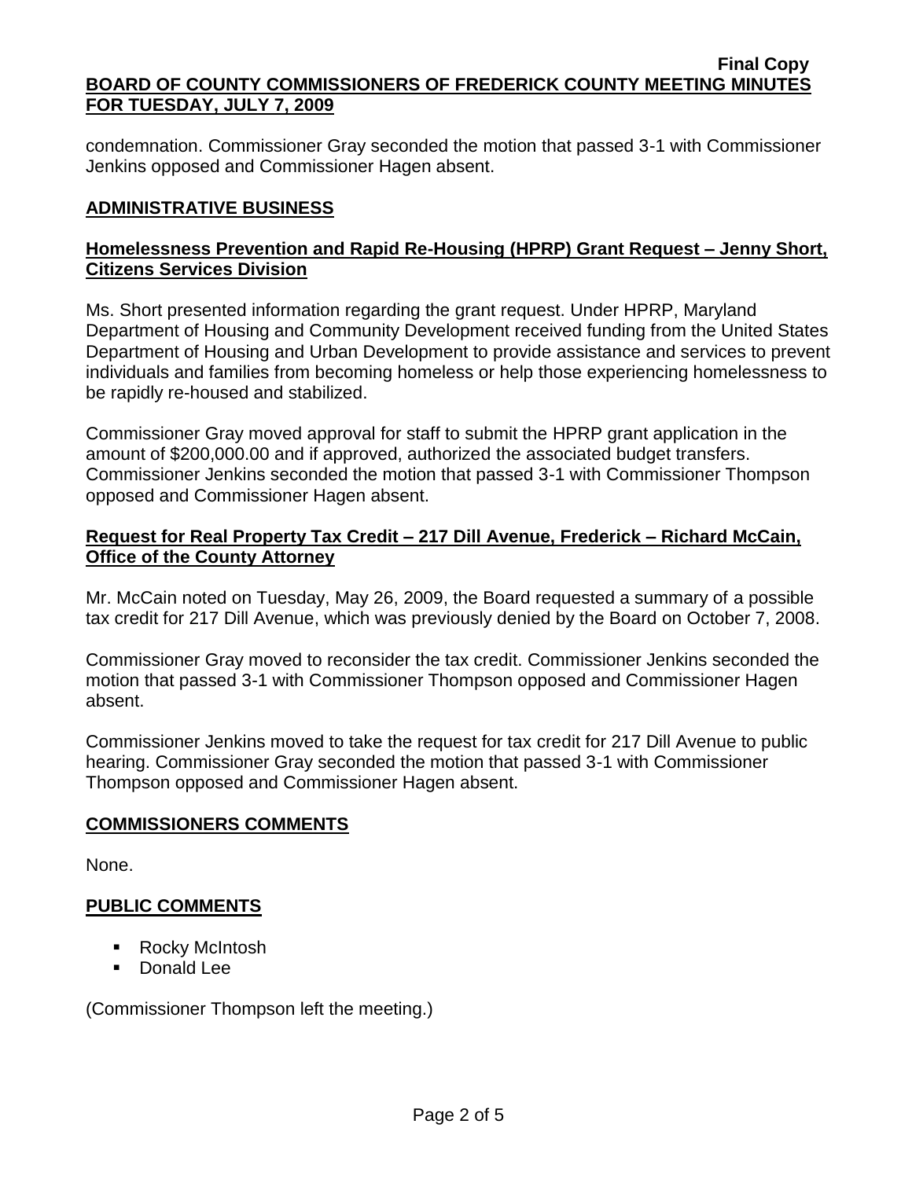condemnation. Commissioner Gray seconded the motion that passed 3-1 with Commissioner Jenkins opposed and Commissioner Hagen absent.

## ADMINISTRATIVE BUSINESS

### Homelessness Prevention and Rapid Re-Housing (HPRP) Grant Request – Jenny Short, Citizens Services Division

Ms. Short presented information regarding the grant request. Under HPRP, Maryland Department of Housing and Community Development received funding from the United States Department of Housing and Urban Development to provide assistance and services to prevent individuals and families from becoming homeless or help those experiencing homelessness to be rapidly re-housed and stabilized.

Commissioner Gray moved approval for staff to submit the HPRP grant application in the amount of $200,000.00 and if approved, authorized the associated budget transfers. Commissioner Jenkins seconded the motion that passed 3-1 with Commissioner Thompson opposed and Commissioner Hagen absent.

### Request for Real Property Tax Credit – 217 Dill Avenue, Frederick – Richard McCain, Office of the County Attorney

Mr. McCain noted on Tuesday, May 26, 2009, the Board requested a summary of a possible tax credit for 217 Dill Avenue, which was previously denied by the Board on October 7, 2008.

Commissioner Gray moved to reconsider the tax credit. Commissioner Jenkins seconded the motion that passed 3-1 with Commissioner Thompson opposed and Commissioner Hagen absent.

Commissioner Jenkins moved to take the request for tax credit for 217 Dill Avenue to public hearing. Commissioner Gray seconded the motion that passed 3-1 with Commissioner Thompson opposed and Commissioner Hagen absent.

## COMMISSIONERS COMMENTS

None.

## PUBLIC COMMENTS

- Rocky McIntosh
- Donald Lee

(Commissioner Thompson left the meeting.)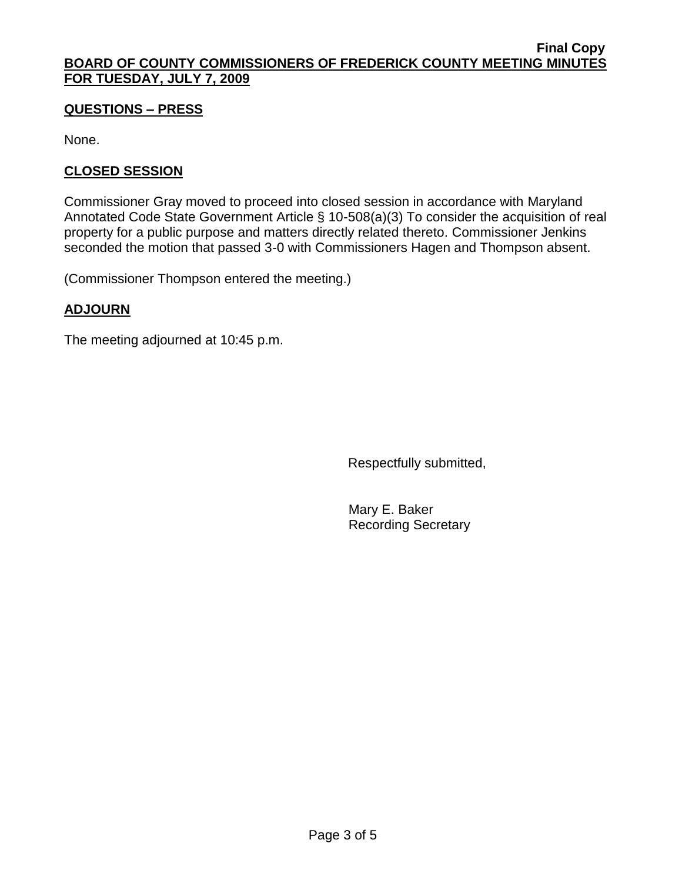## QUESTIONS – PRESS

None.

## CLOSED SESSION

Commissioner Gray moved to proceed into closed session in accordance with Maryland Annotated Code State Government Article § 10-508(a)(3) To consider the acquisition of real property for a public purpose and matters directly related thereto. Commissioner Jenkins seconded the motion that passed 3-0 with Commissioners Hagen and Thompson absent.

(Commissioner Thompson entered the meeting.)

## ADJOURN

The meeting adjourned at 10:45 p.m.

Respectfully submitted,

Mary E. Baker
Recording Secretary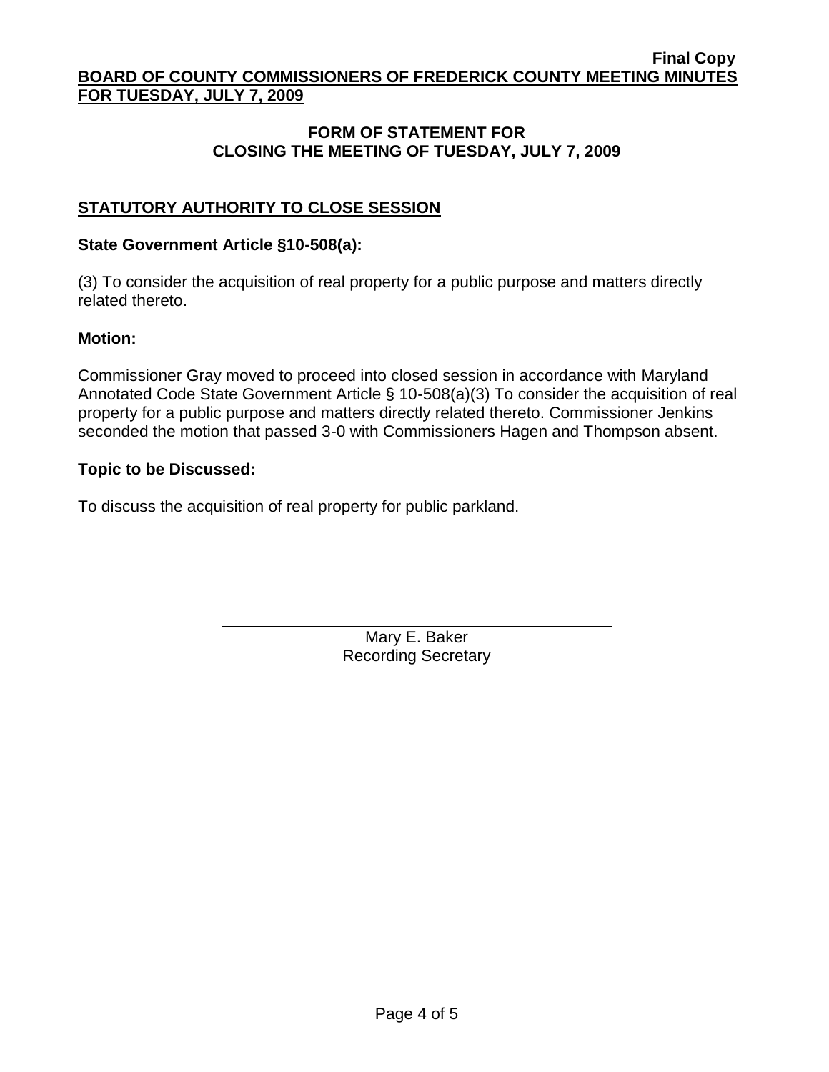## FORM OF STATEMENT FOR CLOSING THE MEETING OF TUESDAY, JULY 7, 2009

### STATUTORY AUTHORITY TO CLOSE SESSION

**State Government Article §10-508(a):**

(3) To consider the acquisition of real property for a public purpose and matters directly related thereto.

**Motion:**

Commissioner Gray moved to proceed into closed session in accordance with Maryland Annotated Code State Government Article § 10-508(a)(3) To consider the acquisition of real property for a public purpose and matters directly related thereto. Commissioner Jenkins seconded the motion that passed 3-0 with Commissioners Hagen and Thompson absent.

**Topic to be Discussed:**

To discuss the acquisition of real property for public parkland.

Mary E. Baker
Recording Secretary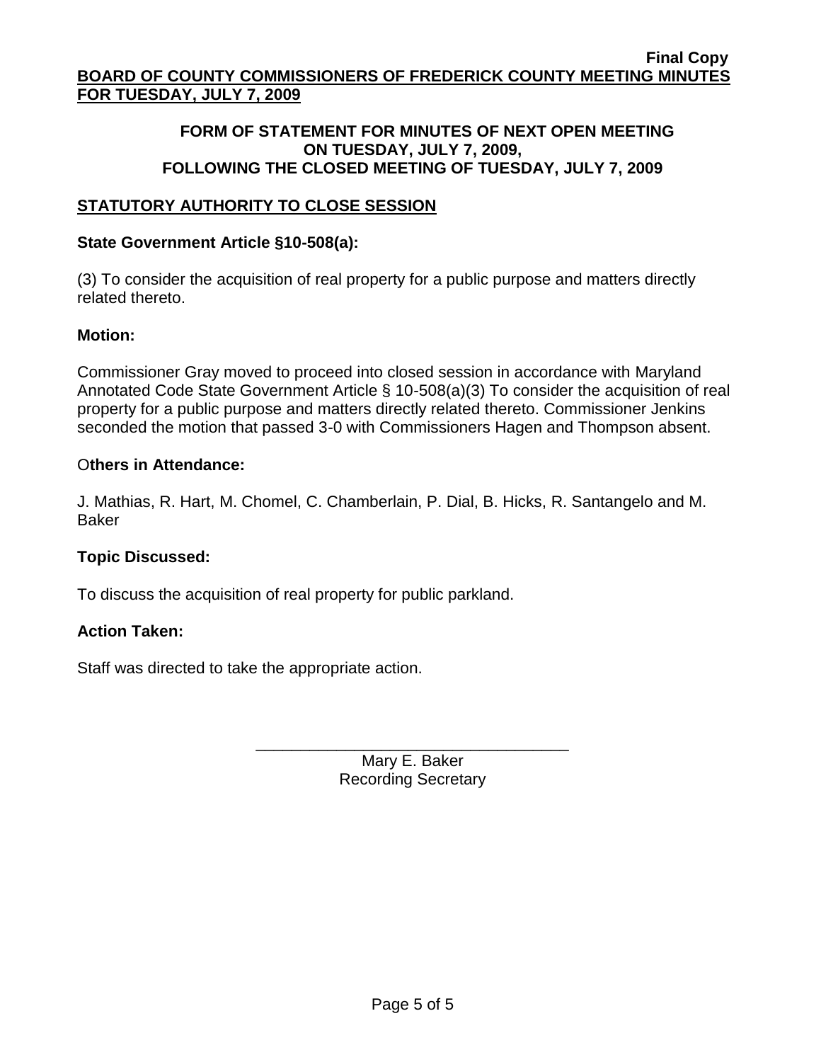**Final Copy**

**BOARD OF COUNTY COMMISSIONERS OF FREDERICK COUNTY MEETING MINUTES FOR TUESDAY, JULY 7, 2009**

**FORM OF STATEMENT FOR MINUTES OF NEXT OPEN MEETING ON TUESDAY, JULY 7, 2009, FOLLOWING THE CLOSED MEETING OF TUESDAY, JULY 7, 2009**

## STATUTORY AUTHORITY TO CLOSE SESSION

**State Government Article §10-508(a):**

(3) To consider the acquisition of real property for a public purpose and matters directly related thereto.

**Motion:**

Commissioner Gray moved to proceed into closed session in accordance with Maryland Annotated Code State Government Article § 10-508(a)(3) To consider the acquisition of real property for a public purpose and matters directly related thereto. Commissioner Jenkins seconded the motion that passed 3-0 with Commissioners Hagen and Thompson absent.

O**thers in Attendance:**

J. Mathias, R. Hart, M. Chomel, C. Chamberlain, P. Dial, B. Hicks, R. Santangelo and M. Baker

**Topic Discussed:**

To discuss the acquisition of real property for public parkland.

**Action Taken:**

Staff was directed to take the appropriate action.

Mary E. Baker
Recording Secretary